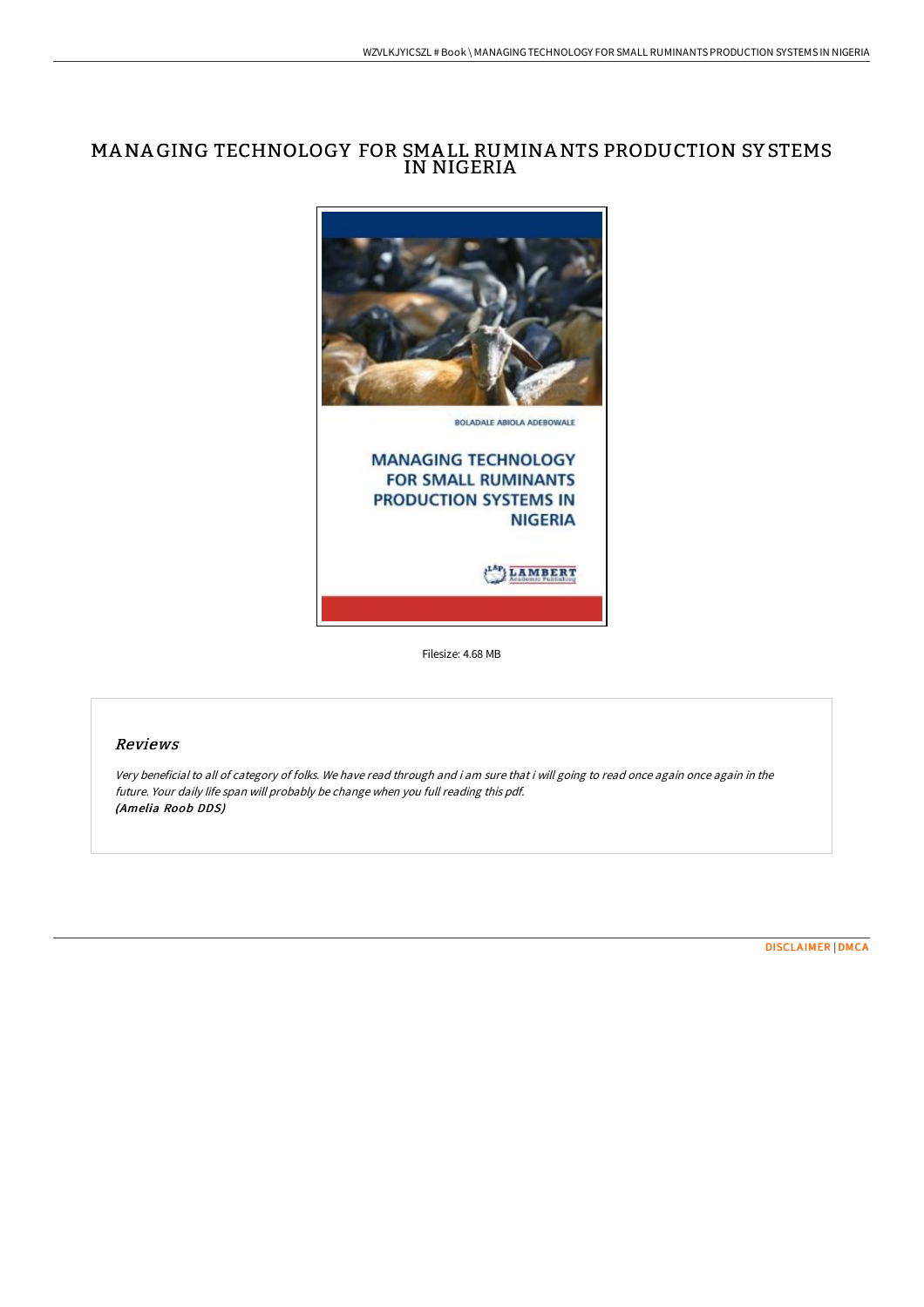# MANAGING TECHNOLOGY FOR SMALL RUMINANTS PRODUCTION SYSTEMS IN NIGERIA

Filesize: 4.68 MB

## Reviews

*Very beneficial to all of category of folks. We have read through and i am sure that i will going to read once again once again in the future. Your daily life span will probably be change when you full reading this pdf.*
*(Amelia Roob DDS)*

DISCLAIMER | DMCA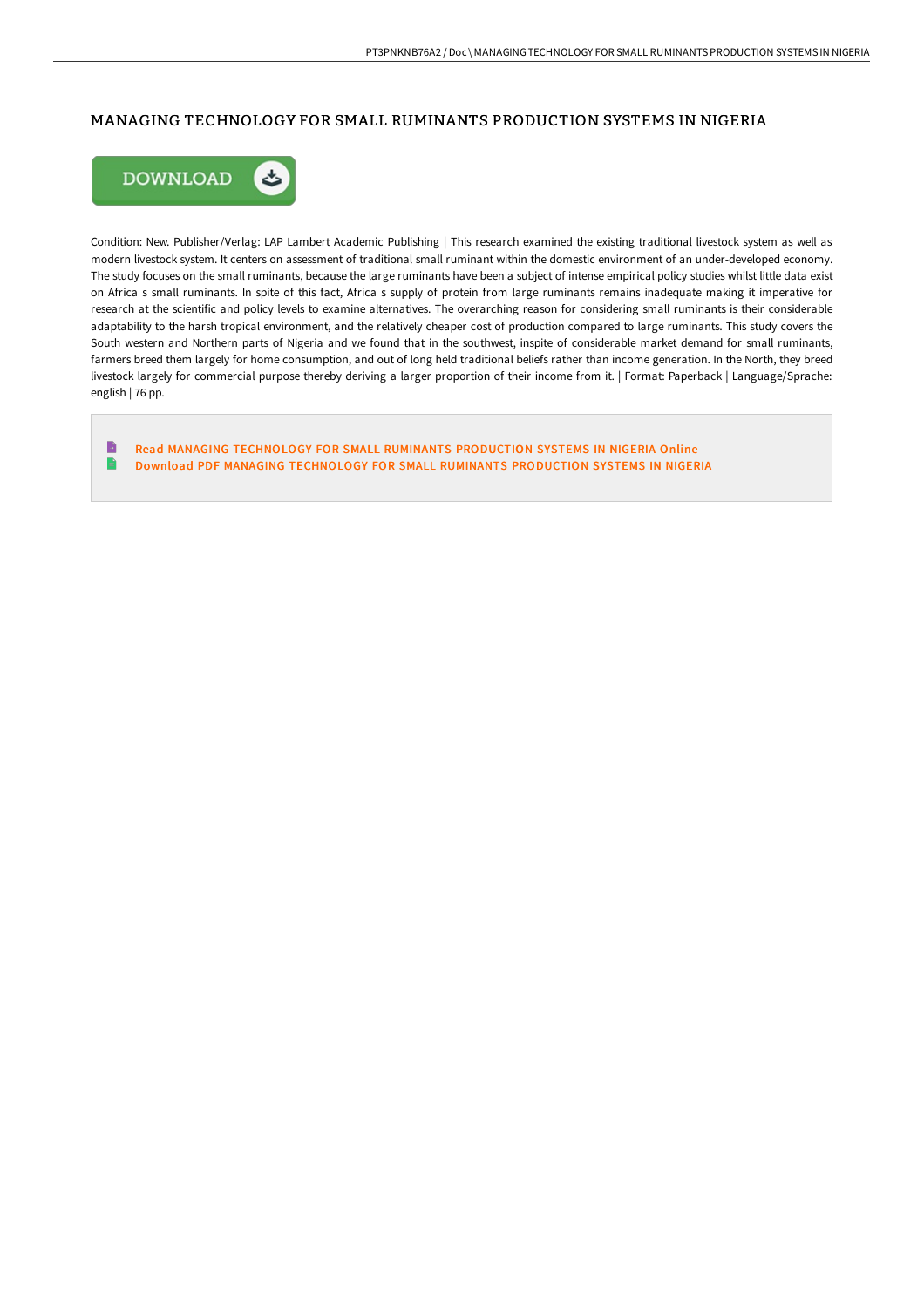# MANAGING TECHNOLOGY FOR SMALL RUMINANTS PRODUCTION SYSTEMS IN NIGERIA

Condition: New. Publisher/Verlag: LAP Lambert Academic Publishing | This research examined the existing traditional livestock system as well as modern livestock system. It centers on assessment of traditional small ruminant within the domestic environment of an under-developed economy. The study focuses on the small ruminants, because the large ruminants have been a subject of intense empirical policy studies whilst little data exist on Africa s small ruminants. In spite of this fact, Africa s supply of protein from large ruminants remains inadequate making it imperative for research at the scientific and policy levels to examine alternatives. The overarching reason for considering small ruminants is their considerable adaptability to the harsh tropical environment, and the relatively cheaper cost of production compared to large ruminants. This study covers the South western and Northern parts of Nigeria and we found that in the southwest, inspite of considerable market demand for small ruminants, farmers breed them largely for home consumption, and out of long held traditional beliefs rather than income generation. In the North, they breed livestock largely for commercial purpose thereby deriving a larger proportion of their income from it. | Format: Paperback | Language/Sprache: english | 76 pp.

- Read MANAGING TECHNOLOGY FOR SMALL RUMINANTS PRODUCTION SYSTEMS IN NIGERIA Online
- Download PDF MANAGING TECHNOLOGY FOR SMALL RUMINANTS PRODUCTION SYSTEMS IN NIGERIA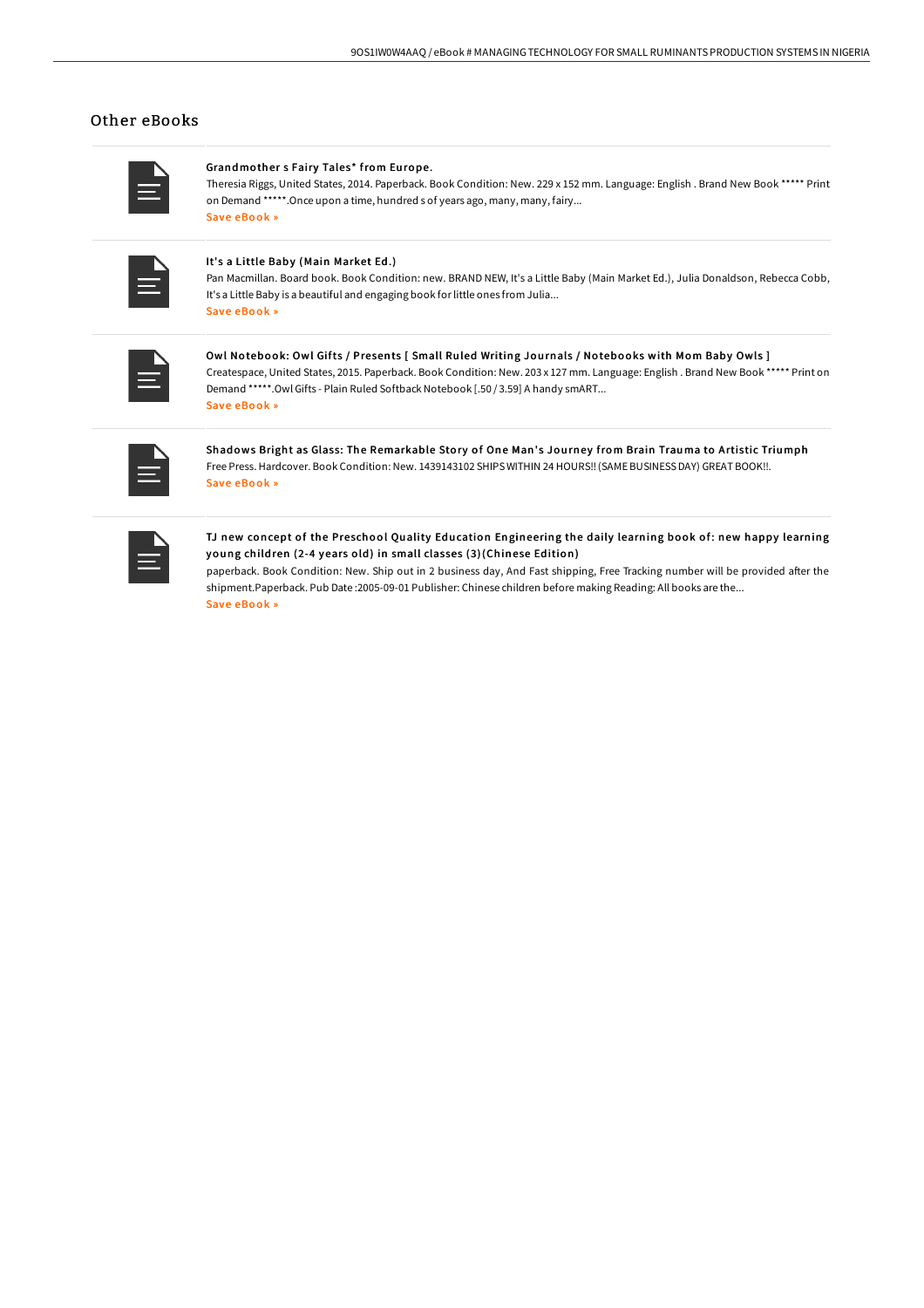## Other eBooks

### Grandmother s Fairy Tales* from Europe.

Theresia Riggs, United States, 2014. Paperback. Book Condition: New. 229 x 152 mm. Language: English . Brand New Book ***** Print on Demand *****.Once upon a time, hundred s of years ago, many, many, fairy...

Save eBook »

### It's a Little Baby (Main Market Ed.)

Pan Macmillan. Board book. Book Condition: new. BRAND NEW, It's a Little Baby (Main Market Ed.), Julia Donaldson, Rebecca Cobb, It's a Little Baby is a beautiful and engaging book for little ones from Julia...

Save eBook »

### Owl Notebook: Owl Gifts / Presents [ Small Ruled Writing Journals / Notebooks with Mom Baby Owls ]

Createspace, United States, 2015. Paperback. Book Condition: New. 203 x 127 mm. Language: English . Brand New Book ***** Print on Demand *****.Owl Gifts - Plain Ruled Softback Notebook [.50 / 3.59] A handy smART...

Save eBook »

### Shadows Bright as Glass: The Remarkable Story of One Man's Journey from Brain Trauma to Artistic Triumph

Free Press. Hardcover. Book Condition: New. 1439143102 SHIPS WITHIN 24 HOURS!! (SAME BUSINESS DAY) GREAT BOOK!!.

Save eBook »

### TJ new concept of the Preschool Quality Education Engineering the daily learning book of: new happy learning young children (2-4 years old) in small classes (3)(Chinese Edition)

paperback. Book Condition: New. Ship out in 2 business day, And Fast shipping, Free Tracking number will be provided after the shipment.Paperback. Pub Date :2005-09-01 Publisher: Chinese children before making Reading: All books are the...

Save eBook »